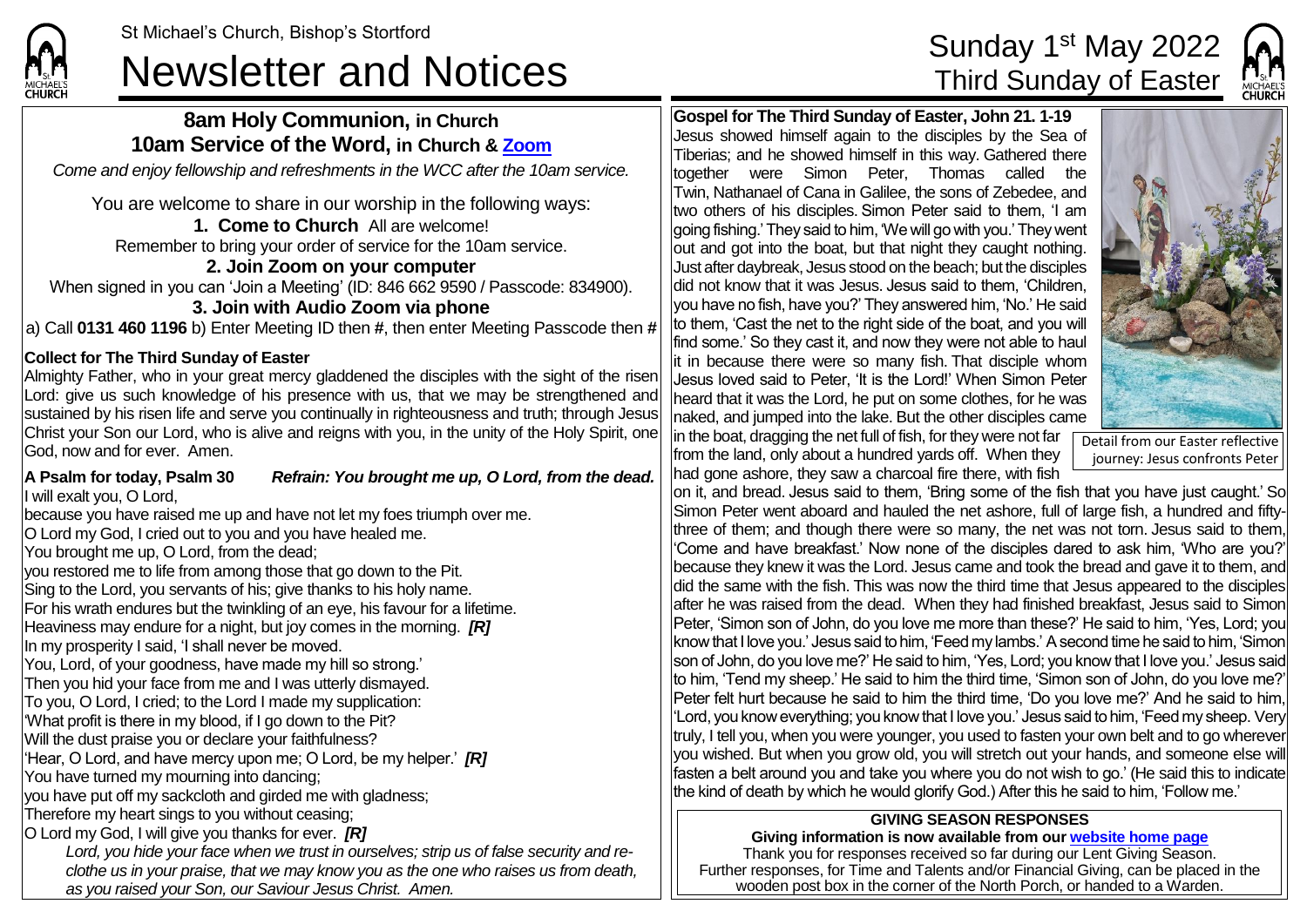St Michael's Church, Bishop's Stortford

# Newsletter and Notices

## Sunday 1st May 2022
## Third Sunday of Easter

### 8am Holy Communion, in Church
### 10am Service of the Word, in Church & Zoom

*Come and enjoy fellowship and refreshments in the WCC after the 10am service.*

You are welcome to share in our worship in the following ways:

**1. Come to Church** All are welcome!
Remember to bring your order of service for the 10am service.

**2. Join Zoom on your computer**
When signed in you can 'Join a Meeting' (ID: 846 662 9590 / Passcode: 834900).

**3. Join with Audio Zoom via phone**
a) Call **0131 460 1196** b) Enter Meeting ID then **#**, then enter Meeting Passcode then **#**

**Collect for The Third Sunday of Easter**
Almighty Father, who in your great mercy gladdened the disciples with the sight of the risen Lord: give us such knowledge of his presence with us, that we may be strengthened and sustained by his risen life and serve you continually in righteousness and truth; through Jesus Christ your Son our Lord, who is alive and reigns with you, in the unity of the Holy Spirit, one God, now and for ever. Amen.

**A Psalm for today, Psalm 30** ***Refrain: You brought me up, O Lord, from the dead.***
I will exalt you, O Lord,
because you have raised me up and have not let my foes triumph over me.
O Lord my God, I cried out to you and you have healed me.
You brought me up, O Lord, from the dead;
you restored me to life from among those that go down to the Pit.
Sing to the Lord, you servants of his; give thanks to his holy name.
For his wrath endures but the twinkling of an eye, his favour for a lifetime.
Heaviness may endure for a night, but joy comes in the morning. ***[R]***
In my prosperity I said, 'I shall never be moved.
You, Lord, of your goodness, have made my hill so strong.'
Then you hid your face from me and I was utterly dismayed.
To you, O Lord, I cried; to the Lord I made my supplication:
'What profit is there in my blood, if I go down to the Pit?
Will the dust praise you or declare your faithfulness?
'Hear, O Lord, and have mercy upon me; O Lord, be my helper.' ***[R]***
You have turned my mourning into dancing;
you have put off my sackcloth and girded me with gladness;
Therefore my heart sings to you without ceasing;
O Lord my God, I will give you thanks for ever. ***[R]***

*Lord, you hide your face when we trust in ourselves; strip us of false security and re-clothe us in your praise, that we may know you as the one who raises us from death, as you raised your Son, our Saviour Jesus Christ. Amen.*

**Gospel for The Third Sunday of Easter, John 21. 1-19**
Jesus showed himself again to the disciples by the Sea of Tiberias; and he showed himself in this way. Gathered there together were Simon Peter, Thomas called the Twin, Nathanael of Cana in Galilee, the sons of Zebedee, and two others of his disciples. Simon Peter said to them, 'I am going fishing.' They said to him, 'We will go with you.' They went out and got into the boat, but that night they caught nothing. Just after daybreak, Jesus stood on the beach; but the disciples did not know that it was Jesus. Jesus said to them, 'Children, you have no fish, have you?' They answered him, 'No.' He said to them, 'Cast the net to the right side of the boat, and you will find some.' So they cast it, and now they were not able to haul it in because there were so many fish. That disciple whom Jesus loved said to Peter, 'It is the Lord!' When Simon Peter heard that it was the Lord, he put on some clothes, for he was naked, and jumped into the lake. But the other disciples came in the boat, dragging the net full of fish, for they were not far from the land, only about a hundred yards off. When they had gone ashore, they saw a charcoal fire there, with fish on it, and bread. Jesus said to them, 'Bring some of the fish that you have just caught.' So Simon Peter went aboard and hauled the net ashore, full of large fish, a hundred and fifty-three of them; and though there were so many, the net was not torn. Jesus said to them, 'Come and have breakfast.' Now none of the disciples dared to ask him, 'Who are you?' because they knew it was the Lord. Jesus came and took the bread and gave it to them, and did the same with the fish. This was now the third time that Jesus appeared to the disciples after he was raised from the dead. When they had finished breakfast, Jesus said to Simon Peter, 'Simon son of John, do you love me more than these?' He said to him, 'Yes, Lord; you know that I love you.' Jesus said to him, 'Feed my lambs.' A second time he said to him, 'Simon son of John, do you love me?' He said to him, 'Yes, Lord; you know that I love you.' Jesus said to him, 'Tend my sheep.' He said to him the third time, 'Simon son of John, do you love me?' Peter felt hurt because he said to him the third time, 'Do you love me?' And he said to him, 'Lord, you know everything; you know that I love you.' Jesus said to him, 'Feed my sheep. Very truly, I tell you, when you were younger, you used to fasten your own belt and to go wherever you wished. But when you grow old, you will stretch out your hands, and someone else will fasten a belt around you and take you where you do not wish to go.' (He said this to indicate the kind of death by which he would glorify God.) After this he said to him, 'Follow me.'

Detail from our Easter reflective journey: Jesus confronts Peter

**GIVING SEASON RESPONSES**
**Giving information is now available from our website home page**
Thank you for responses received so far during our Lent Giving Season.
Further responses, for Time and Talents and/or Financial Giving, can be placed in the wooden post box in the corner of the North Porch, or handed to a Warden.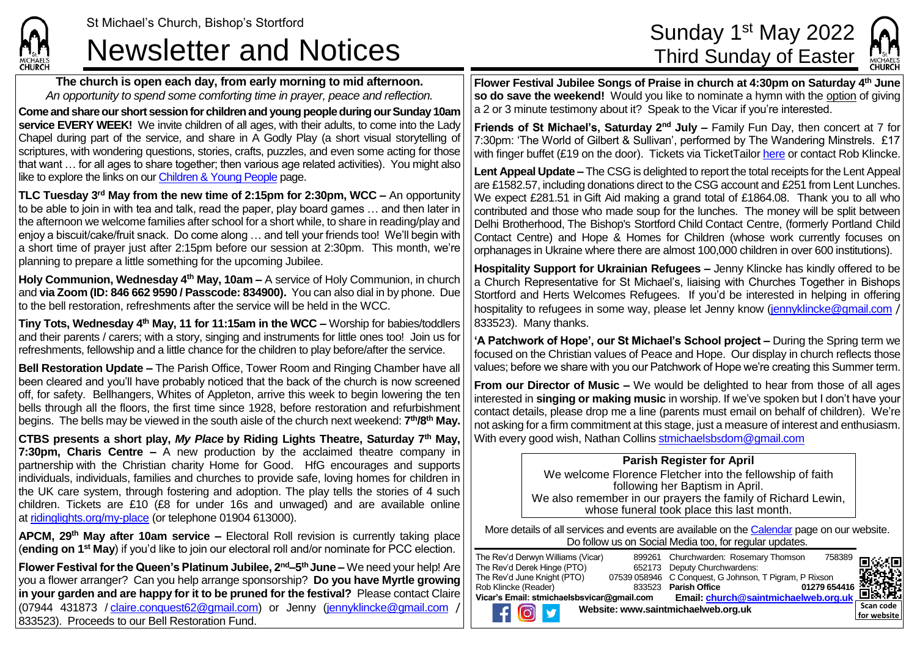St Michael's Church, Bishop's Stortford

# Newsletter and Notices

## Sunday 1st May 2022
## Third Sunday of Easter

**The church is open each day, from early morning to mid afternoon.**
*An opportunity to spend some comforting time in prayer, peace and reflection.*

**Come and share our short session for children and young people during our Sunday 10am service EVERY WEEK!** We invite children of all ages, with their adults, to come into the Lady Chapel during part of the service, and share in A Godly Play (a short visual storytelling of scriptures, with wondering questions, stories, crafts, puzzles, and even some acting for those that want … for all ages to share together; then various age related activities). You might also like to explore the links on our Children & Young People page.

**TLC Tuesday 3rd May from the new time of 2:15pm for 2:30pm, WCC –** An opportunity to be able to join in with tea and talk, read the paper, play board games … and then later in the afternoon we welcome families after school for a short while, to share in reading/play and enjoy a biscuit/cake/fruit snack. Do come along … and tell your friends too! We'll begin with a short time of prayer just after 2:15pm before our session at 2:30pm. This month, we're planning to prepare a little something for the upcoming Jubilee.

**Holy Communion, Wednesday 4th May, 10am –** A service of Holy Communion, in church and **via Zoom (ID: 846 662 9590 / Passcode: 834900).** You can also dial in by phone. Due to the bell restoration, refreshments after the service will be held in the WCC.

**Tiny Tots, Wednesday 4th May, 11 for 11:15am in the WCC –** Worship for babies/toddlers and their parents / carers; with a story, singing and instruments for little ones too! Join us for refreshments, fellowship and a little chance for the children to play before/after the service.

**Bell Restoration Update –** The Parish Office, Tower Room and Ringing Chamber have all been cleared and you'll have probably noticed that the back of the church is now screened off, for safety. Bellhangers, Whites of Appleton, arrive this week to begin lowering the ten bells through all the floors, the first time since 1928, before restoration and refurbishment begins. The bells may be viewed in the south aisle of the church next weekend: **7th/8th May.**

**CTBS presents a short play, *My Place* by Riding Lights Theatre, Saturday 7th May, 7:30pm, Charis Centre –** A new production by the acclaimed theatre company in partnership with the Christian charity Home for Good. HfG encourages and supports individuals, individuals, families and churches to provide safe, loving homes for children in the UK care system, through fostering and adoption. The play tells the stories of 4 such children. Tickets are £10 (£8 for under 16s and unwaged) and are available online at ridinglights.org/my-place (or telephone 01904 613000).

**APCM, 29th May after 10am service –** Electoral Roll revision is currently taking place (**ending on 1st May**) if you'd like to join our electoral roll and/or nominate for PCC election.

**Flower Festival for the Queen's Platinum Jubilee, 2nd–5th June –** We need your help! Are you a flower arranger? Can you help arrange sponsorship? **Do you have Myrtle growing in your garden and are happy for it to be pruned for the festival?** Please contact Claire (07944 431873 / claire.conquest62@gmail.com) or Jenny (jennyklincke@gmail.com / 833523). Proceeds to our Bell Restoration Fund.

**Flower Festival Jubilee Songs of Praise in church at 4:30pm on Saturday 4th June so do save the weekend!** Would you like to nominate a hymn with the option of giving a 2 or 3 minute testimony about it? Speak to the Vicar if you're interested.

**Friends of St Michael's, Saturday 2nd July –** Family Fun Day, then concert at 7 for 7:30pm: 'The World of Gilbert & Sullivan', performed by The Wandering Minstrels. £17 with finger buffet (£19 on the door). Tickets via TicketTailor here or contact Rob Klincke.

**Lent Appeal Update –** The CSG is delighted to report the total receipts for the Lent Appeal are £1582.57, including donations direct to the CSG account and £251 from Lent Lunches. We expect £281.51 in Gift Aid making a grand total of £1864.08. Thank you to all who contributed and those who made soup for the lunches. The money will be split between Delhi Brotherhood, The Bishop's Stortford Child Contact Centre, (formerly Portland Child Contact Centre) and Hope & Homes for Children (whose work currently focuses on orphanages in Ukraine where there are almost 100,000 children in over 600 institutions).

**Hospitality Support for Ukrainian Refugees –** Jenny Klincke has kindly offered to be a Church Representative for St Michael's, liaising with Churches Together in Bishops Stortford and Herts Welcomes Refugees. If you'd be interested in helping in offering hospitality to refugees in some way, please let Jenny know (jennyklincke@gmail.com / 833523). Many thanks.

**'A Patchwork of Hope', our St Michael's School project –** During the Spring term we focused on the Christian values of Peace and Hope. Our display in church reflects those values; before we share with you our Patchwork of Hope we're creating this Summer term.

**From our Director of Music –** We would be delighted to hear from those of all ages interested in **singing or making music** in worship. If we've spoken but I don't have your contact details, please drop me a line (parents must email on behalf of children). We're not asking for a firm commitment at this stage, just a measure of interest and enthusiasm. With every good wish, Nathan Collins stmichaelsbsdom@gmail.com

**Parish Register for April**

We welcome Florence Fletcher into the fellowship of faith following her Baptism in April.
We also remember in our prayers the family of Richard Lewin, whose funeral took place this last month.

More details of all services and events are available on the Calendar page on our website.
Do follow us on Social Media too, for regular updates.

| | | | |
|---|---|---|---|
| The Rev'd Derwyn Williams (Vicar) | 899261 | Churchwarden: Rosemary Thomson | 758389 |
| The Rev'd Derek Hinge (PTO) | 652173 | Deputy Churchwardens: | |
| The Rev'd June Knight (PTO) | 07539 058946 | C Conquest, G Johnson, T Pigram, P Rixson | |
| Rob Klincke (Reader) | 833523 | **Parish Office** | **01279 654416** |

**Vicar's Email: stmichaelsbsvicar@gmail.com** **Email: church@saintmichaelweb.org.uk**

**Website: www.saintmichaelweb.org.uk**

Scan code for website